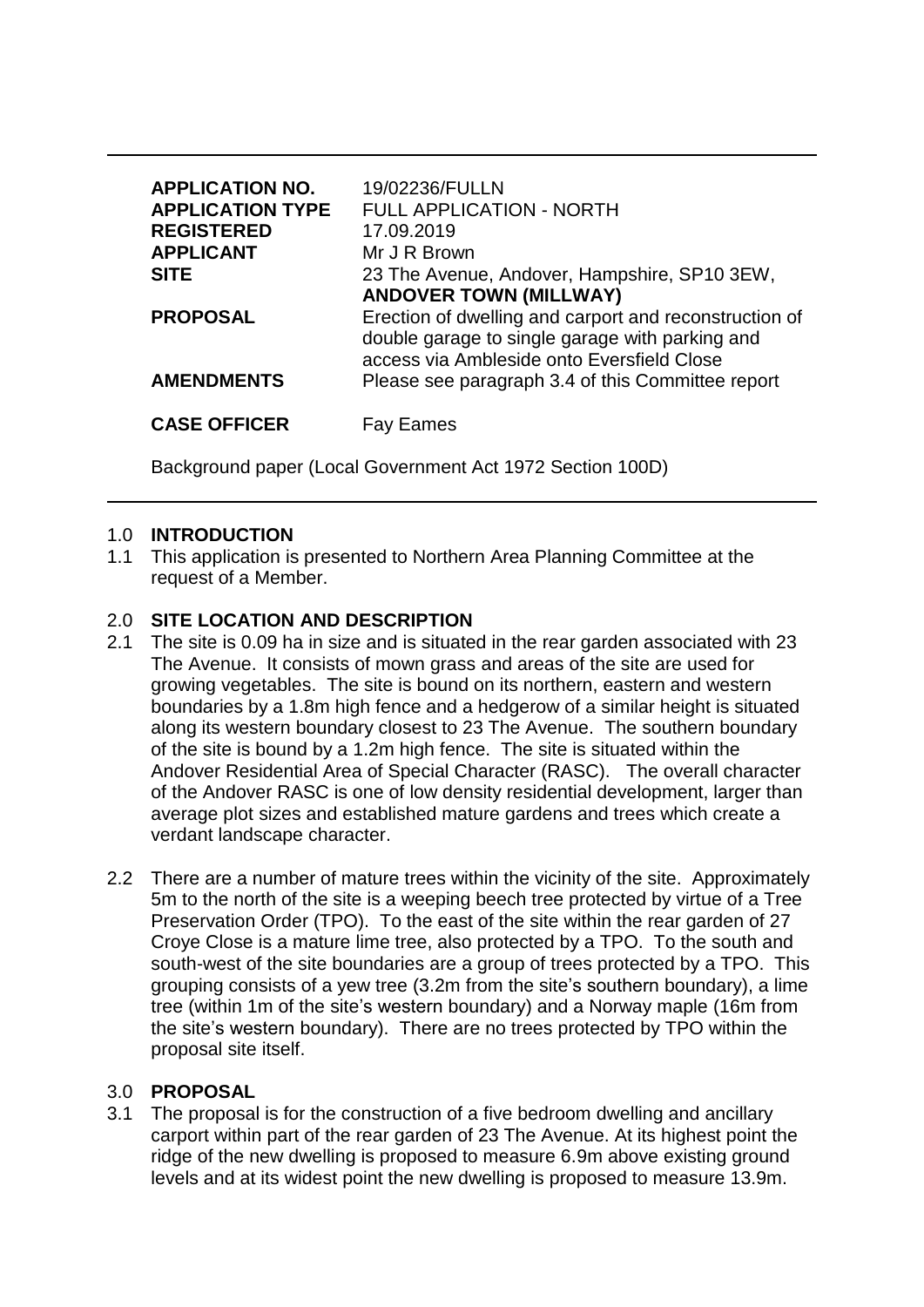| | |
|---|---|
| **APPLICATION NO.** | 19/02236/FULLN |
| **APPLICATION TYPE** | FULL APPLICATION - NORTH |
| **REGISTERED** | 17.09.2019 |
| **APPLICANT** | Mr J R Brown |
| **SITE** | 23 The Avenue, Andover, Hampshire, SP10 3EW, **ANDOVER TOWN (MILLWAY)** |
| **PROPOSAL** | Erection of dwelling and carport and reconstruction of double garage to single garage with parking and access via Ambleside onto Eversfield Close |
| **AMENDMENTS** | Please see paragraph 3.4 of this Committee report |
| **CASE OFFICER** | Fay Eames |

Background paper (Local Government Act 1972 Section 100D)

## 1.0 INTRODUCTION

1.1 This application is presented to Northern Area Planning Committee at the request of a Member.

## 2.0 SITE LOCATION AND DESCRIPTION

2.1 The site is 0.09 ha in size and is situated in the rear garden associated with 23 The Avenue. It consists of mown grass and areas of the site are used for growing vegetables. The site is bound on its northern, eastern and western boundaries by a 1.8m high fence and a hedgerow of a similar height is situated along its western boundary closest to 23 The Avenue. The southern boundary of the site is bound by a 1.2m high fence. The site is situated within the Andover Residential Area of Special Character (RASC). The overall character of the Andover RASC is one of low density residential development, larger than average plot sizes and established mature gardens and trees which create a verdant landscape character.

2.2 There are a number of mature trees within the vicinity of the site. Approximately 5m to the north of the site is a weeping beech tree protected by virtue of a Tree Preservation Order (TPO). To the east of the site within the rear garden of 27 Croye Close is a mature lime tree, also protected by a TPO. To the south and south-west of the site boundaries are a group of trees protected by a TPO. This grouping consists of a yew tree (3.2m from the site's southern boundary), a lime tree (within 1m of the site's western boundary) and a Norway maple (16m from the site's western boundary). There are no trees protected by TPO within the proposal site itself.

## 3.0 PROPOSAL

3.1 The proposal is for the construction of a five bedroom dwelling and ancillary carport within part of the rear garden of 23 The Avenue. At its highest point the ridge of the new dwelling is proposed to measure 6.9m above existing ground levels and at its widest point the new dwelling is proposed to measure 13.9m.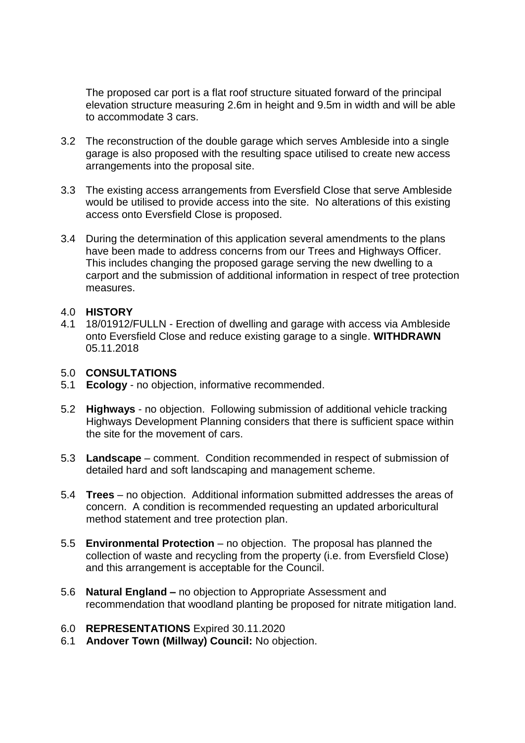The proposed car port is a flat roof structure situated forward of the principal elevation structure measuring 2.6m in height and 9.5m in width and will be able to accommodate 3 cars.

3.2 The reconstruction of the double garage which serves Ambleside into a single garage is also proposed with the resulting space utilised to create new access arrangements into the proposal site.

3.3 The existing access arrangements from Eversfield Close that serve Ambleside would be utilised to provide access into the site. No alterations of this existing access onto Eversfield Close is proposed.

3.4 During the determination of this application several amendments to the plans have been made to address concerns from our Trees and Highways Officer. This includes changing the proposed garage serving the new dwelling to a carport and the submission of additional information in respect of tree protection measures.

## 4.0 HISTORY

4.1 18/01912/FULLN - Erection of dwelling and garage with access via Ambleside onto Eversfield Close and reduce existing garage to a single. **WITHDRAWN** 05.11.2018

## 5.0 CONSULTATIONS

5.1 **Ecology** - no objection, informative recommended.

5.2 **Highways** - no objection. Following submission of additional vehicle tracking Highways Development Planning considers that there is sufficient space within the site for the movement of cars.

5.3 **Landscape** – comment. Condition recommended in respect of submission of detailed hard and soft landscaping and management scheme.

5.4 **Trees** – no objection. Additional information submitted addresses the areas of concern. A condition is recommended requesting an updated arboricultural method statement and tree protection plan.

5.5 **Environmental Protection** – no objection. The proposal has planned the collection of waste and recycling from the property (i.e. from Eversfield Close) and this arrangement is acceptable for the Council.

5.6 **Natural England –** no objection to Appropriate Assessment and recommendation that woodland planting be proposed for nitrate mitigation land.

## 6.0 REPRESENTATIONS Expired 30.11.2020

6.1 **Andover Town (Millway) Council:** No objection.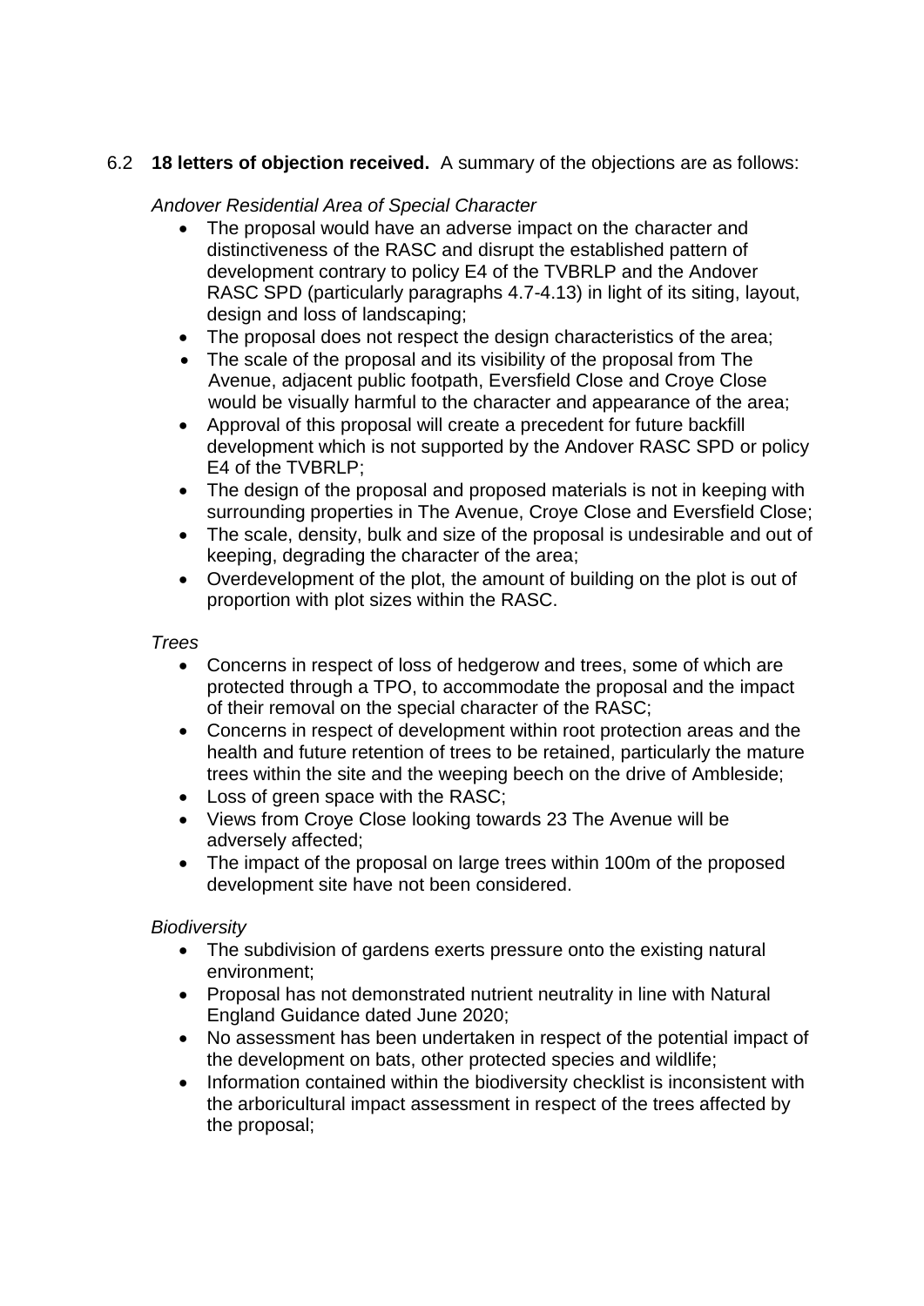6.2 **18 letters of objection received.** A summary of the objections are as follows:

*Andover Residential Area of Special Character*

- The proposal would have an adverse impact on the character and distinctiveness of the RASC and disrupt the established pattern of development contrary to policy E4 of the TVBRLP and the Andover RASC SPD (particularly paragraphs 4.7-4.13) in light of its siting, layout, design and loss of landscaping;
- The proposal does not respect the design characteristics of the area;
- The scale of the proposal and its visibility of the proposal from The Avenue, adjacent public footpath, Eversfield Close and Croye Close would be visually harmful to the character and appearance of the area;
- Approval of this proposal will create a precedent for future backfill development which is not supported by the Andover RASC SPD or policy E4 of the TVBRLP;
- The design of the proposal and proposed materials is not in keeping with surrounding properties in The Avenue, Croye Close and Eversfield Close;
- The scale, density, bulk and size of the proposal is undesirable and out of keeping, degrading the character of the area;
- Overdevelopment of the plot, the amount of building on the plot is out of proportion with plot sizes within the RASC.

*Trees*

- Concerns in respect of loss of hedgerow and trees, some of which are protected through a TPO, to accommodate the proposal and the impact of their removal on the special character of the RASC;
- Concerns in respect of development within root protection areas and the health and future retention of trees to be retained, particularly the mature trees within the site and the weeping beech on the drive of Ambleside;
- Loss of green space with the RASC;
- Views from Croye Close looking towards 23 The Avenue will be adversely affected;
- The impact of the proposal on large trees within 100m of the proposed development site have not been considered.

*Biodiversity*

- The subdivision of gardens exerts pressure onto the existing natural environment;
- Proposal has not demonstrated nutrient neutrality in line with Natural England Guidance dated June 2020;
- No assessment has been undertaken in respect of the potential impact of the development on bats, other protected species and wildlife;
- Information contained within the biodiversity checklist is inconsistent with the arboricultural impact assessment in respect of the trees affected by the proposal;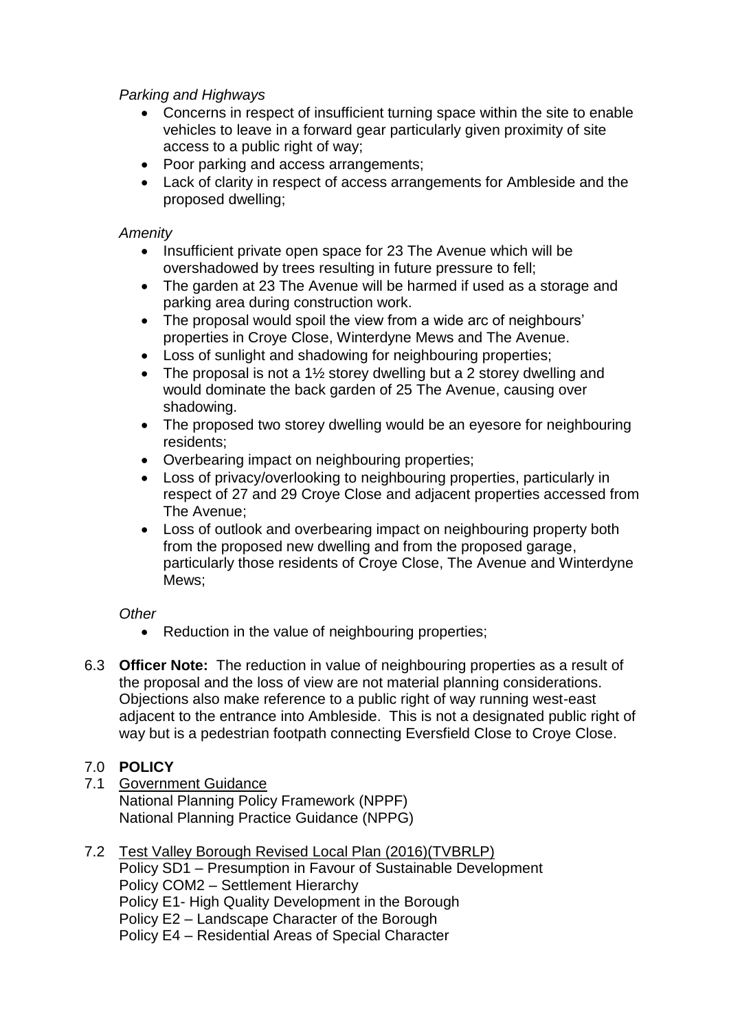*Parking and Highways*

- Concerns in respect of insufficient turning space within the site to enable vehicles to leave in a forward gear particularly given proximity of site access to a public right of way;
- Poor parking and access arrangements;
- Lack of clarity in respect of access arrangements for Ambleside and the proposed dwelling;

*Amenity*

- Insufficient private open space for 23 The Avenue which will be overshadowed by trees resulting in future pressure to fell;
- The garden at 23 The Avenue will be harmed if used as a storage and parking area during construction work.
- The proposal would spoil the view from a wide arc of neighbours' properties in Croye Close, Winterdyne Mews and The Avenue.
- Loss of sunlight and shadowing for neighbouring properties;
- The proposal is not a 1½ storey dwelling but a 2 storey dwelling and would dominate the back garden of 25 The Avenue, causing over shadowing.
- The proposed two storey dwelling would be an eyesore for neighbouring residents;
- Overbearing impact on neighbouring properties;
- Loss of privacy/overlooking to neighbouring properties, particularly in respect of 27 and 29 Croye Close and adjacent properties accessed from The Avenue;
- Loss of outlook and overbearing impact on neighbouring property both from the proposed new dwelling and from the proposed garage, particularly those residents of Croye Close, The Avenue and Winterdyne Mews;

*Other*

- Reduction in the value of neighbouring properties;

6.3 **Officer Note:** The reduction in value of neighbouring properties as a result of the proposal and the loss of view are not material planning considerations. Objections also make reference to a public right of way running west-east adjacent to the entrance into Ambleside. This is not a designated public right of way but is a pedestrian footpath connecting Eversfield Close to Croye Close.

## 7.0 POLICY

7.1 Government Guidance
National Planning Policy Framework (NPPF)
National Planning Practice Guidance (NPPG)

7.2 Test Valley Borough Revised Local Plan (2016)(TVBRLP)
Policy SD1 – Presumption in Favour of Sustainable Development
Policy COM2 – Settlement Hierarchy
Policy E1- High Quality Development in the Borough
Policy E2 – Landscape Character of the Borough
Policy E4 – Residential Areas of Special Character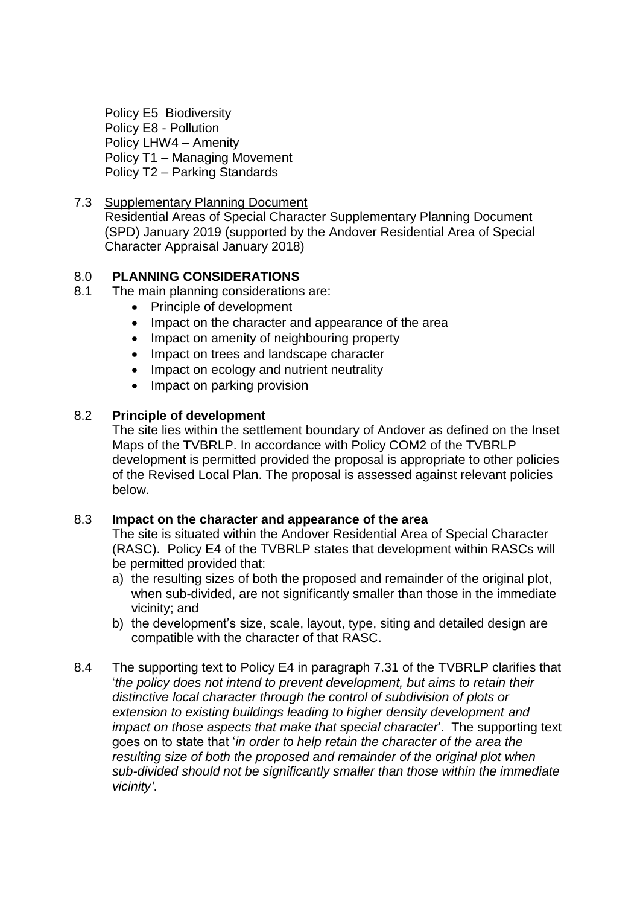Policy E5 Biodiversity
Policy E8 - Pollution
Policy LHW4 – Amenity
Policy T1 – Managing Movement
Policy T2 – Parking Standards

7.3 Supplementary Planning Document
Residential Areas of Special Character Supplementary Planning Document (SPD) January 2019 (supported by the Andover Residential Area of Special Character Appraisal January 2018)

## 8.0 PLANNING CONSIDERATIONS

8.1 The main planning considerations are:

- Principle of development
- Impact on the character and appearance of the area
- Impact on amenity of neighbouring property
- Impact on trees and landscape character
- Impact on ecology and nutrient neutrality
- Impact on parking provision

### 8.2 Principle of development

The site lies within the settlement boundary of Andover as defined on the Inset Maps of the TVBRLP. In accordance with Policy COM2 of the TVBRLP development is permitted provided the proposal is appropriate to other policies of the Revised Local Plan. The proposal is assessed against relevant policies below.

### 8.3 Impact on the character and appearance of the area

The site is situated within the Andover Residential Area of Special Character (RASC). Policy E4 of the TVBRLP states that development within RASCs will be permitted provided that:

a) the resulting sizes of both the proposed and remainder of the original plot, when sub-divided, are not significantly smaller than those in the immediate vicinity; and
b) the development's size, scale, layout, type, siting and detailed design are compatible with the character of that RASC.

8.4 The supporting text to Policy E4 in paragraph 7.31 of the TVBRLP clarifies that '*the policy does not intend to prevent development, but aims to retain their distinctive local character through the control of subdivision of plots or extension to existing buildings leading to higher density development and impact on those aspects that make that special character*'. The supporting text goes on to state that '*in order to help retain the character of the area the resulting size of both the proposed and remainder of the original plot when sub-divided should not be significantly smaller than those within the immediate vicinity'*.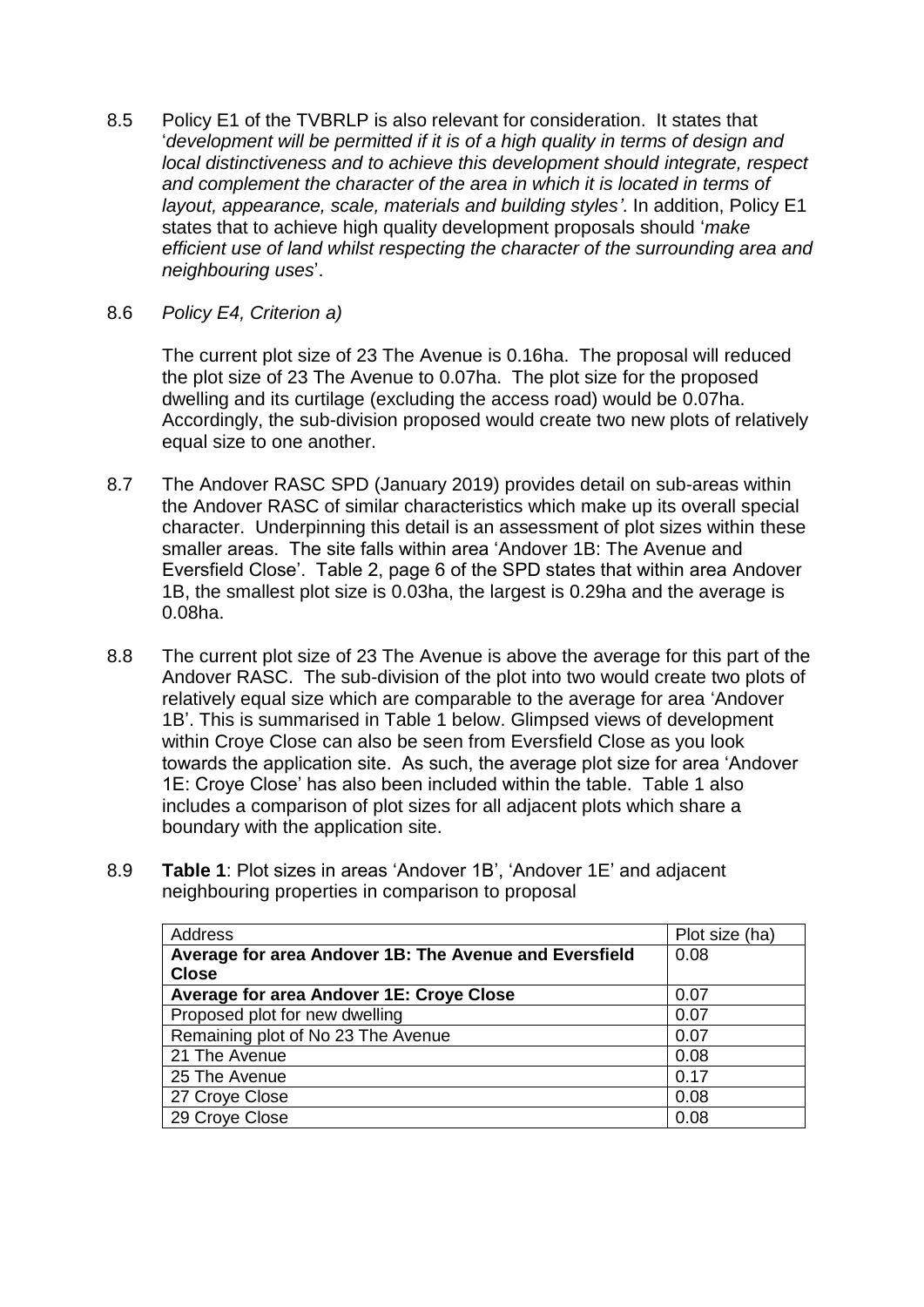8.5 Policy E1 of the TVBRLP is also relevant for consideration. It states that '*development will be permitted if it is of a high quality in terms of design and local distinctiveness and to achieve this development should integrate, respect and complement the character of the area in which it is located in terms of layout, appearance, scale, materials and building styles'*. In addition, Policy E1 states that to achieve high quality development proposals should '*make efficient use of land whilst respecting the character of the surrounding area and neighbouring uses*'.

8.6 *Policy E4, Criterion a)*

The current plot size of 23 The Avenue is 0.16ha. The proposal will reduced the plot size of 23 The Avenue to 0.07ha. The plot size for the proposed dwelling and its curtilage (excluding the access road) would be 0.07ha. Accordingly, the sub-division proposed would create two new plots of relatively equal size to one another.

8.7 The Andover RASC SPD (January 2019) provides detail on sub-areas within the Andover RASC of similar characteristics which make up its overall special character. Underpinning this detail is an assessment of plot sizes within these smaller areas. The site falls within area 'Andover 1B: The Avenue and Eversfield Close'. Table 2, page 6 of the SPD states that within area Andover 1B, the smallest plot size is 0.03ha, the largest is 0.29ha and the average is 0.08ha.

8.8 The current plot size of 23 The Avenue is above the average for this part of the Andover RASC. The sub-division of the plot into two would create two plots of relatively equal size which are comparable to the average for area 'Andover 1B'. This is summarised in Table 1 below. Glimpsed views of development within Croye Close can also be seen from Eversfield Close as you look towards the application site. As such, the average plot size for area 'Andover 1E: Croye Close' has also been included within the table. Table 1 also includes a comparison of plot sizes for all adjacent plots which share a boundary with the application site.

8.9 **Table 1**: Plot sizes in areas 'Andover 1B', 'Andover 1E' and adjacent neighbouring properties in comparison to proposal

| Address | Plot size (ha) |
|---|---|
| **Average for area Andover 1B: The Avenue and Eversfield Close** | 0.08 |
| **Average for area Andover 1E: Croye Close** | 0.07 |
| Proposed plot for new dwelling | 0.07 |
| Remaining plot of No 23 The Avenue | 0.07 |
| 21 The Avenue | 0.08 |
| 25 The Avenue | 0.17 |
| 27 Croye Close | 0.08 |
| 29 Croye Close | 0.08 |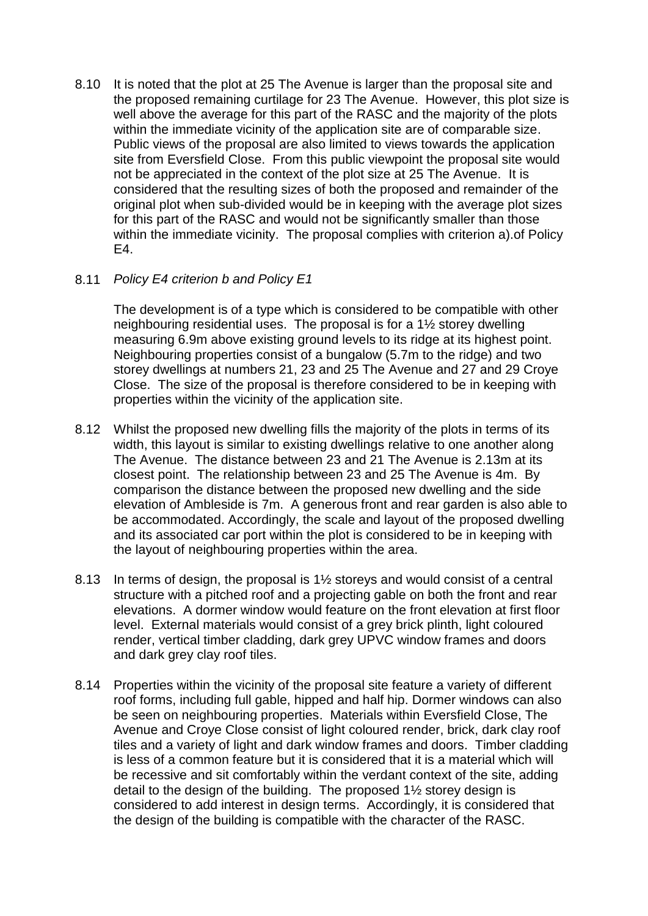8.10 It is noted that the plot at 25 The Avenue is larger than the proposal site and the proposed remaining curtilage for 23 The Avenue. However, this plot size is well above the average for this part of the RASC and the majority of the plots within the immediate vicinity of the application site are of comparable size. Public views of the proposal are also limited to views towards the application site from Eversfield Close. From this public viewpoint the proposal site would not be appreciated in the context of the plot size at 25 The Avenue. It is considered that the resulting sizes of both the proposed and remainder of the original plot when sub-divided would be in keeping with the average plot sizes for this part of the RASC and would not be significantly smaller than those within the immediate vicinity. The proposal complies with criterion a).of Policy E4.

8.11 *Policy E4 criterion b and Policy E1*

The development is of a type which is considered to be compatible with other neighbouring residential uses. The proposal is for a 1½ storey dwelling measuring 6.9m above existing ground levels to its ridge at its highest point. Neighbouring properties consist of a bungalow (5.7m to the ridge) and two storey dwellings at numbers 21, 23 and 25 The Avenue and 27 and 29 Croye Close. The size of the proposal is therefore considered to be in keeping with properties within the vicinity of the application site.

8.12 Whilst the proposed new dwelling fills the majority of the plots in terms of its width, this layout is similar to existing dwellings relative to one another along The Avenue. The distance between 23 and 21 The Avenue is 2.13m at its closest point. The relationship between 23 and 25 The Avenue is 4m. By comparison the distance between the proposed new dwelling and the side elevation of Ambleside is 7m. A generous front and rear garden is also able to be accommodated. Accordingly, the scale and layout of the proposed dwelling and its associated car port within the plot is considered to be in keeping with the layout of neighbouring properties within the area.

8.13 In terms of design, the proposal is 1½ storeys and would consist of a central structure with a pitched roof and a projecting gable on both the front and rear elevations. A dormer window would feature on the front elevation at first floor level. External materials would consist of a grey brick plinth, light coloured render, vertical timber cladding, dark grey UPVC window frames and doors and dark grey clay roof tiles.

8.14 Properties within the vicinity of the proposal site feature a variety of different roof forms, including full gable, hipped and half hip. Dormer windows can also be seen on neighbouring properties. Materials within Eversfield Close, The Avenue and Croye Close consist of light coloured render, brick, dark clay roof tiles and a variety of light and dark window frames and doors. Timber cladding is less of a common feature but it is considered that it is a material which will be recessive and sit comfortably within the verdant context of the site, adding detail to the design of the building. The proposed 1½ storey design is considered to add interest in design terms. Accordingly, it is considered that the design of the building is compatible with the character of the RASC.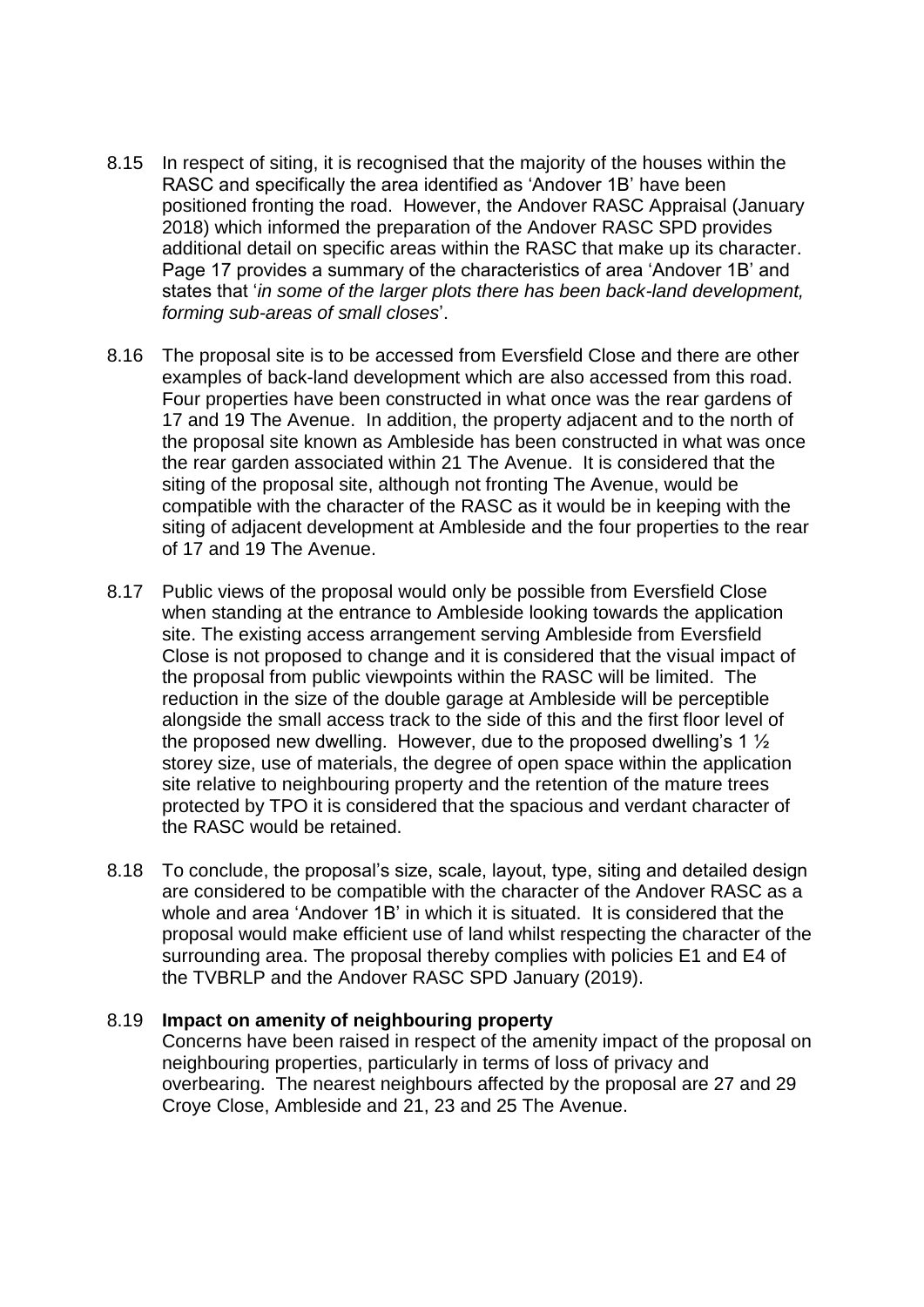8.15 In respect of siting, it is recognised that the majority of the houses within the RASC and specifically the area identified as 'Andover 1B' have been positioned fronting the road. However, the Andover RASC Appraisal (January 2018) which informed the preparation of the Andover RASC SPD provides additional detail on specific areas within the RASC that make up its character. Page 17 provides a summary of the characteristics of area 'Andover 1B' and states that '*in some of the larger plots there has been back-land development, forming sub-areas of small closes*'.

8.16 The proposal site is to be accessed from Eversfield Close and there are other examples of back-land development which are also accessed from this road. Four properties have been constructed in what once was the rear gardens of 17 and 19 The Avenue. In addition, the property adjacent and to the north of the proposal site known as Ambleside has been constructed in what was once the rear garden associated within 21 The Avenue. It is considered that the siting of the proposal site, although not fronting The Avenue, would be compatible with the character of the RASC as it would be in keeping with the siting of adjacent development at Ambleside and the four properties to the rear of 17 and 19 The Avenue.

8.17 Public views of the proposal would only be possible from Eversfield Close when standing at the entrance to Ambleside looking towards the application site. The existing access arrangement serving Ambleside from Eversfield Close is not proposed to change and it is considered that the visual impact of the proposal from public viewpoints within the RASC will be limited. The reduction in the size of the double garage at Ambleside will be perceptible alongside the small access track to the side of this and the first floor level of the proposed new dwelling. However, due to the proposed dwelling's 1 ½ storey size, use of materials, the degree of open space within the application site relative to neighbouring property and the retention of the mature trees protected by TPO it is considered that the spacious and verdant character of the RASC would be retained.

8.18 To conclude, the proposal's size, scale, layout, type, siting and detailed design are considered to be compatible with the character of the Andover RASC as a whole and area 'Andover 1B' in which it is situated. It is considered that the proposal would make efficient use of land whilst respecting the character of the surrounding area. The proposal thereby complies with policies E1 and E4 of the TVBRLP and the Andover RASC SPD January (2019).

8.19 **Impact on amenity of neighbouring property**

Concerns have been raised in respect of the amenity impact of the proposal on neighbouring properties, particularly in terms of loss of privacy and overbearing. The nearest neighbours affected by the proposal are 27 and 29 Croye Close, Ambleside and 21, 23 and 25 The Avenue.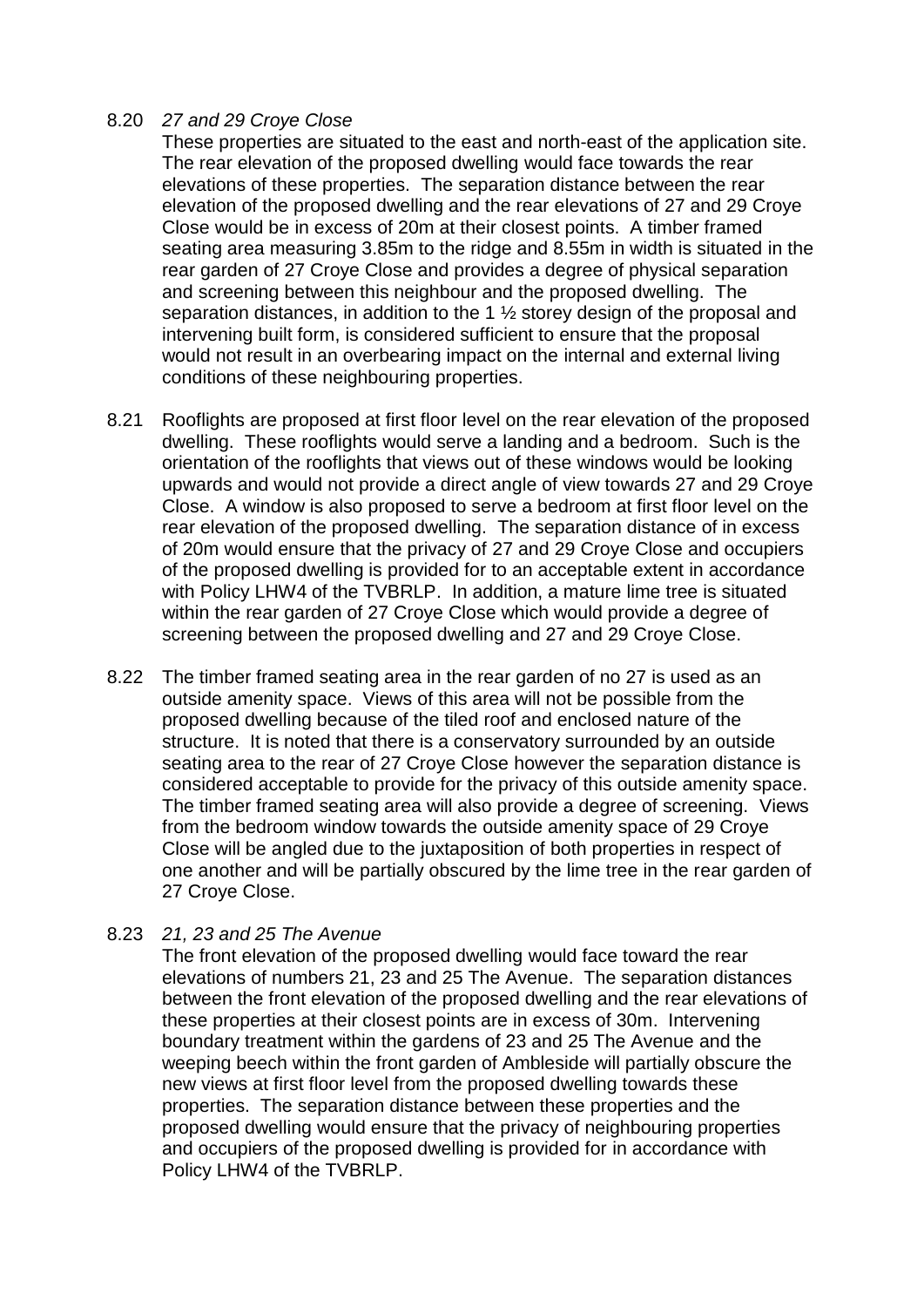8.20 *27 and 29 Croye Close*

These properties are situated to the east and north-east of the application site. The rear elevation of the proposed dwelling would face towards the rear elevations of these properties. The separation distance between the rear elevation of the proposed dwelling and the rear elevations of 27 and 29 Croye Close would be in excess of 20m at their closest points. A timber framed seating area measuring 3.85m to the ridge and 8.55m in width is situated in the rear garden of 27 Croye Close and provides a degree of physical separation and screening between this neighbour and the proposed dwelling. The separation distances, in addition to the 1 ½ storey design of the proposal and intervening built form, is considered sufficient to ensure that the proposal would not result in an overbearing impact on the internal and external living conditions of these neighbouring properties.

8.21 Rooflights are proposed at first floor level on the rear elevation of the proposed dwelling. These rooflights would serve a landing and a bedroom. Such is the orientation of the rooflights that views out of these windows would be looking upwards and would not provide a direct angle of view towards 27 and 29 Croye Close. A window is also proposed to serve a bedroom at first floor level on the rear elevation of the proposed dwelling. The separation distance of in excess of 20m would ensure that the privacy of 27 and 29 Croye Close and occupiers of the proposed dwelling is provided for to an acceptable extent in accordance with Policy LHW4 of the TVBRLP. In addition, a mature lime tree is situated within the rear garden of 27 Croye Close which would provide a degree of screening between the proposed dwelling and 27 and 29 Croye Close.

8.22 The timber framed seating area in the rear garden of no 27 is used as an outside amenity space. Views of this area will not be possible from the proposed dwelling because of the tiled roof and enclosed nature of the structure. It is noted that there is a conservatory surrounded by an outside seating area to the rear of 27 Croye Close however the separation distance is considered acceptable to provide for the privacy of this outside amenity space. The timber framed seating area will also provide a degree of screening. Views from the bedroom window towards the outside amenity space of 29 Croye Close will be angled due to the juxtaposition of both properties in respect of one another and will be partially obscured by the lime tree in the rear garden of 27 Croye Close.

8.23 *21, 23 and 25 The Avenue*

The front elevation of the proposed dwelling would face toward the rear elevations of numbers 21, 23 and 25 The Avenue. The separation distances between the front elevation of the proposed dwelling and the rear elevations of these properties at their closest points are in excess of 30m. Intervening boundary treatment within the gardens of 23 and 25 The Avenue and the weeping beech within the front garden of Ambleside will partially obscure the new views at first floor level from the proposed dwelling towards these properties. The separation distance between these properties and the proposed dwelling would ensure that the privacy of neighbouring properties and occupiers of the proposed dwelling is provided for in accordance with Policy LHW4 of the TVBRLP.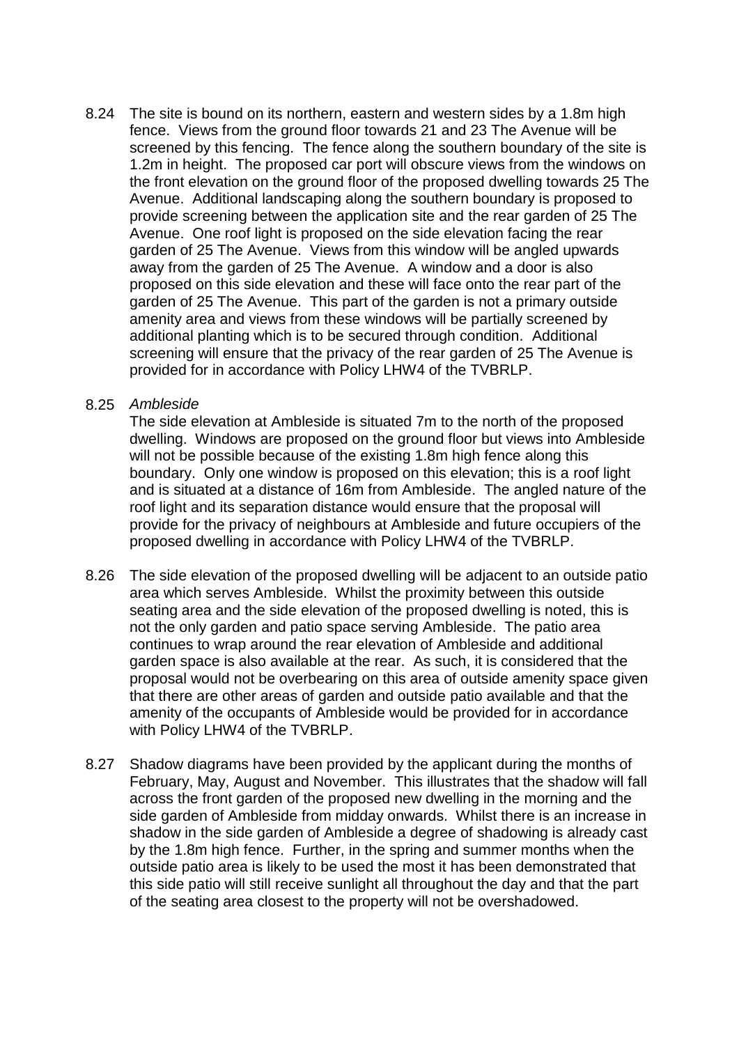8.24 The site is bound on its northern, eastern and western sides by a 1.8m high fence. Views from the ground floor towards 21 and 23 The Avenue will be screened by this fencing. The fence along the southern boundary of the site is 1.2m in height. The proposed car port will obscure views from the windows on the front elevation on the ground floor of the proposed dwelling towards 25 The Avenue. Additional landscaping along the southern boundary is proposed to provide screening between the application site and the rear garden of 25 The Avenue. One roof light is proposed on the side elevation facing the rear garden of 25 The Avenue. Views from this window will be angled upwards away from the garden of 25 The Avenue. A window and a door is also proposed on this side elevation and these will face onto the rear part of the garden of 25 The Avenue. This part of the garden is not a primary outside amenity area and views from these windows will be partially screened by additional planting which is to be secured through condition. Additional screening will ensure that the privacy of the rear garden of 25 The Avenue is provided for in accordance with Policy LHW4 of the TVBRLP.

8.25 *Ambleside*

The side elevation at Ambleside is situated 7m to the north of the proposed dwelling. Windows are proposed on the ground floor but views into Ambleside will not be possible because of the existing 1.8m high fence along this boundary. Only one window is proposed on this elevation; this is a roof light and is situated at a distance of 16m from Ambleside. The angled nature of the roof light and its separation distance would ensure that the proposal will provide for the privacy of neighbours at Ambleside and future occupiers of the proposed dwelling in accordance with Policy LHW4 of the TVBRLP.

8.26 The side elevation of the proposed dwelling will be adjacent to an outside patio area which serves Ambleside. Whilst the proximity between this outside seating area and the side elevation of the proposed dwelling is noted, this is not the only garden and patio space serving Ambleside. The patio area continues to wrap around the rear elevation of Ambleside and additional garden space is also available at the rear. As such, it is considered that the proposal would not be overbearing on this area of outside amenity space given that there are other areas of garden and outside patio available and that the amenity of the occupants of Ambleside would be provided for in accordance with Policy LHW4 of the TVBRLP.

8.27 Shadow diagrams have been provided by the applicant during the months of February, May, August and November. This illustrates that the shadow will fall across the front garden of the proposed new dwelling in the morning and the side garden of Ambleside from midday onwards. Whilst there is an increase in shadow in the side garden of Ambleside a degree of shadowing is already cast by the 1.8m high fence. Further, in the spring and summer months when the outside patio area is likely to be used the most it has been demonstrated that this side patio will still receive sunlight all throughout the day and that the part of the seating area closest to the property will not be overshadowed.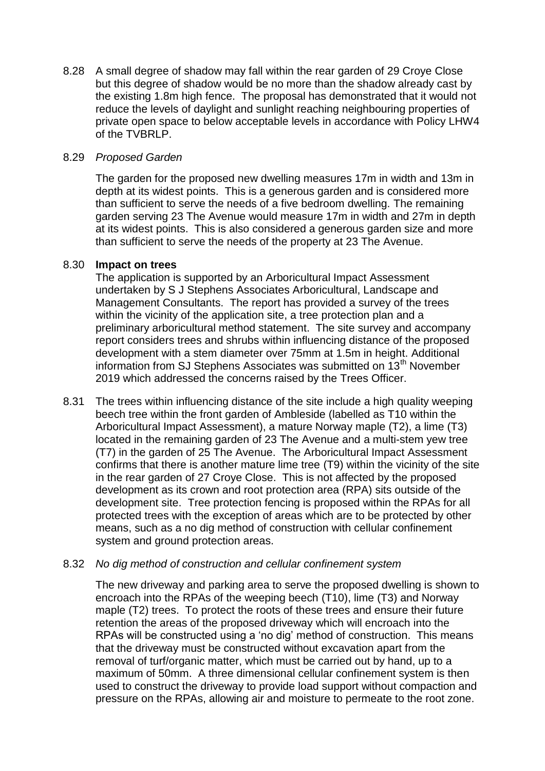8.28 A small degree of shadow may fall within the rear garden of 29 Croye Close but this degree of shadow would be no more than the shadow already cast by the existing 1.8m high fence. The proposal has demonstrated that it would not reduce the levels of daylight and sunlight reaching neighbouring properties of private open space to below acceptable levels in accordance with Policy LHW4 of the TVBRLP.

8.29 *Proposed Garden*

The garden for the proposed new dwelling measures 17m in width and 13m in depth at its widest points. This is a generous garden and is considered more than sufficient to serve the needs of a five bedroom dwelling. The remaining garden serving 23 The Avenue would measure 17m in width and 27m in depth at its widest points. This is also considered a generous garden size and more than sufficient to serve the needs of the property at 23 The Avenue.

8.30 **Impact on trees**

The application is supported by an Arboricultural Impact Assessment undertaken by S J Stephens Associates Arboricultural, Landscape and Management Consultants. The report has provided a survey of the trees within the vicinity of the application site, a tree protection plan and a preliminary arboricultural method statement. The site survey and accompany report considers trees and shrubs within influencing distance of the proposed development with a stem diameter over 75mm at 1.5m in height. Additional information from SJ Stephens Associates was submitted on 13th November 2019 which addressed the concerns raised by the Trees Officer.

8.31 The trees within influencing distance of the site include a high quality weeping beech tree within the front garden of Ambleside (labelled as T10 within the Arboricultural Impact Assessment), a mature Norway maple (T2), a lime (T3) located in the remaining garden of 23 The Avenue and a multi-stem yew tree (T7) in the garden of 25 The Avenue. The Arboricultural Impact Assessment confirms that there is another mature lime tree (T9) within the vicinity of the site in the rear garden of 27 Croye Close. This is not affected by the proposed development as its crown and root protection area (RPA) sits outside of the development site. Tree protection fencing is proposed within the RPAs for all protected trees with the exception of areas which are to be protected by other means, such as a no dig method of construction with cellular confinement system and ground protection areas.

8.32 *No dig method of construction and cellular confinement system*

The new driveway and parking area to serve the proposed dwelling is shown to encroach into the RPAs of the weeping beech (T10), lime (T3) and Norway maple (T2) trees. To protect the roots of these trees and ensure their future retention the areas of the proposed driveway which will encroach into the RPAs will be constructed using a 'no dig' method of construction. This means that the driveway must be constructed without excavation apart from the removal of turf/organic matter, which must be carried out by hand, up to a maximum of 50mm. A three dimensional cellular confinement system is then used to construct the driveway to provide load support without compaction and pressure on the RPAs, allowing air and moisture to permeate to the root zone.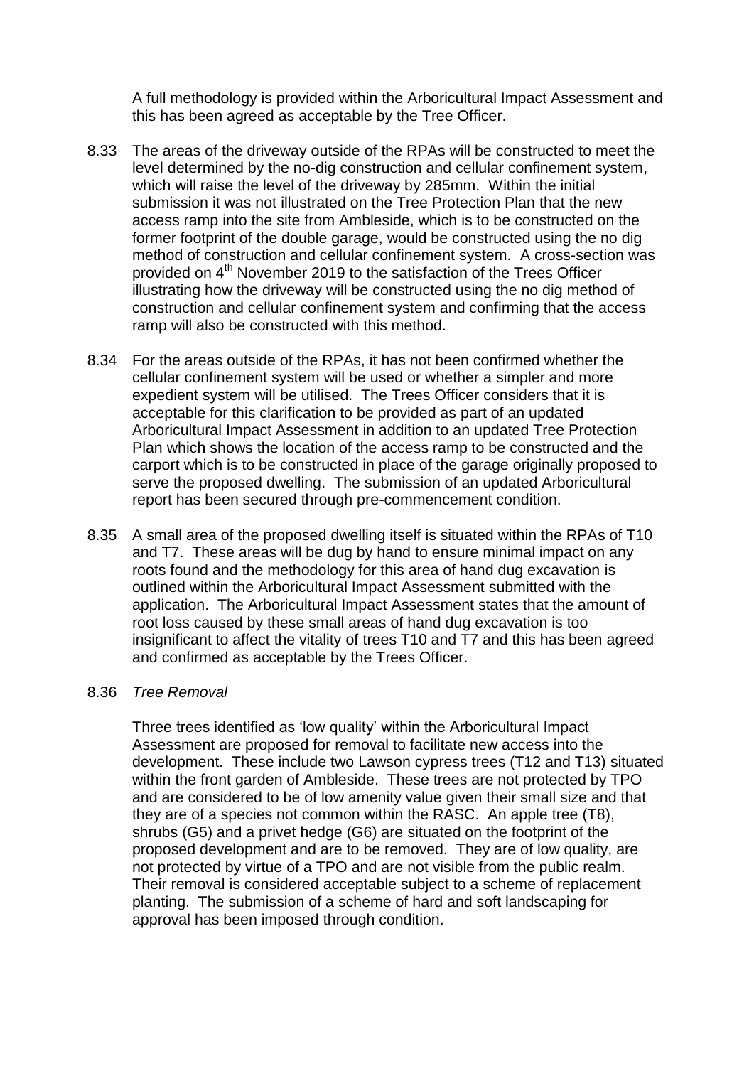A full methodology is provided within the Arboricultural Impact Assessment and this has been agreed as acceptable by the Tree Officer.

8.33 The areas of the driveway outside of the RPAs will be constructed to meet the level determined by the no-dig construction and cellular confinement system, which will raise the level of the driveway by 285mm. Within the initial submission it was not illustrated on the Tree Protection Plan that the new access ramp into the site from Ambleside, which is to be constructed on the former footprint of the double garage, would be constructed using the no dig method of construction and cellular confinement system. A cross-section was provided on 4th November 2019 to the satisfaction of the Trees Officer illustrating how the driveway will be constructed using the no dig method of construction and cellular confinement system and confirming that the access ramp will also be constructed with this method.

8.34 For the areas outside of the RPAs, it has not been confirmed whether the cellular confinement system will be used or whether a simpler and more expedient system will be utilised. The Trees Officer considers that it is acceptable for this clarification to be provided as part of an updated Arboricultural Impact Assessment in addition to an updated Tree Protection Plan which shows the location of the access ramp to be constructed and the carport which is to be constructed in place of the garage originally proposed to serve the proposed dwelling. The submission of an updated Arboricultural report has been secured through pre-commencement condition.

8.35 A small area of the proposed dwelling itself is situated within the RPAs of T10 and T7. These areas will be dug by hand to ensure minimal impact on any roots found and the methodology for this area of hand dug excavation is outlined within the Arboricultural Impact Assessment submitted with the application. The Arboricultural Impact Assessment states that the amount of root loss caused by these small areas of hand dug excavation is too insignificant to affect the vitality of trees T10 and T7 and this has been agreed and confirmed as acceptable by the Trees Officer.

8.36 *Tree Removal*

Three trees identified as 'low quality' within the Arboricultural Impact Assessment are proposed for removal to facilitate new access into the development. These include two Lawson cypress trees (T12 and T13) situated within the front garden of Ambleside. These trees are not protected by TPO and are considered to be of low amenity value given their small size and that they are of a species not common within the RASC. An apple tree (T8), shrubs (G5) and a privet hedge (G6) are situated on the footprint of the proposed development and are to be removed. They are of low quality, are not protected by virtue of a TPO and are not visible from the public realm. Their removal is considered acceptable subject to a scheme of replacement planting. The submission of a scheme of hard and soft landscaping for approval has been imposed through condition.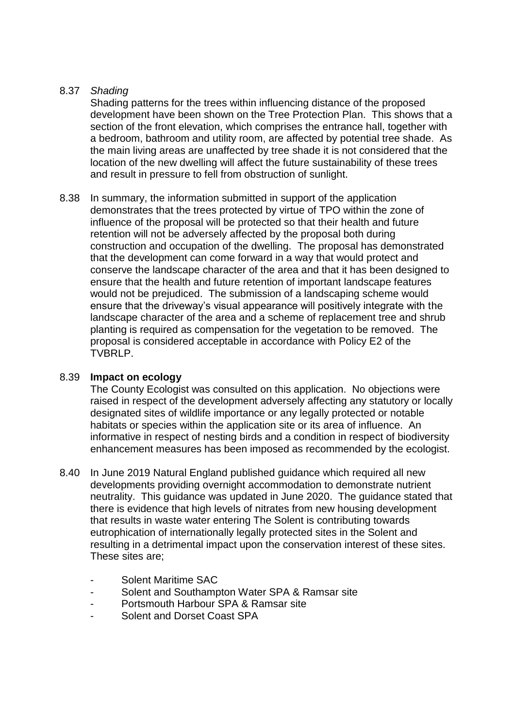8.37 *Shading*

Shading patterns for the trees within influencing distance of the proposed development have been shown on the Tree Protection Plan. This shows that a section of the front elevation, which comprises the entrance hall, together with a bedroom, bathroom and utility room, are affected by potential tree shade. As the main living areas are unaffected by tree shade it is not considered that the location of the new dwelling will affect the future sustainability of these trees and result in pressure to fell from obstruction of sunlight.

8.38 In summary, the information submitted in support of the application demonstrates that the trees protected by virtue of TPO within the zone of influence of the proposal will be protected so that their health and future retention will not be adversely affected by the proposal both during construction and occupation of the dwelling. The proposal has demonstrated that the development can come forward in a way that would protect and conserve the landscape character of the area and that it has been designed to ensure that the health and future retention of important landscape features would not be prejudiced. The submission of a landscaping scheme would ensure that the driveway's visual appearance will positively integrate with the landscape character of the area and a scheme of replacement tree and shrub planting is required as compensation for the vegetation to be removed. The proposal is considered acceptable in accordance with Policy E2 of the TVBRLP.

8.39 **Impact on ecology**

The County Ecologist was consulted on this application. No objections were raised in respect of the development adversely affecting any statutory or locally designated sites of wildlife importance or any legally protected or notable habitats or species within the application site or its area of influence. An informative in respect of nesting birds and a condition in respect of biodiversity enhancement measures has been imposed as recommended by the ecologist.

8.40 In June 2019 Natural England published guidance which required all new developments providing overnight accommodation to demonstrate nutrient neutrality. This guidance was updated in June 2020. The guidance stated that there is evidence that high levels of nitrates from new housing development that results in waste water entering The Solent is contributing towards eutrophication of internationally legally protected sites in the Solent and resulting in a detrimental impact upon the conservation interest of these sites. These sites are;

- Solent Maritime SAC
- Solent and Southampton Water SPA & Ramsar site
- Portsmouth Harbour SPA & Ramsar site
- Solent and Dorset Coast SPA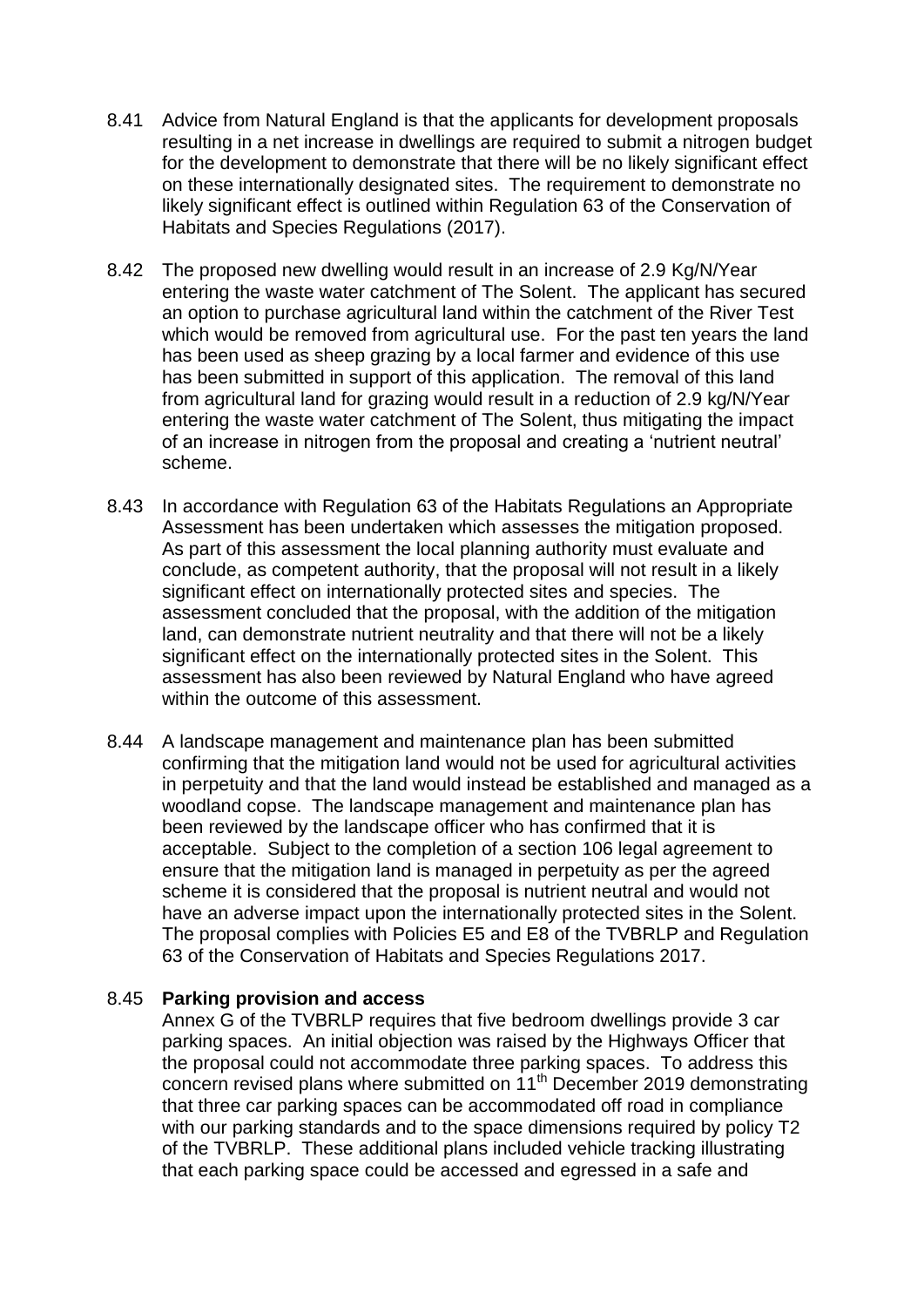8.41 Advice from Natural England is that the applicants for development proposals resulting in a net increase in dwellings are required to submit a nitrogen budget for the development to demonstrate that there will be no likely significant effect on these internationally designated sites. The requirement to demonstrate no likely significant effect is outlined within Regulation 63 of the Conservation of Habitats and Species Regulations (2017).

8.42 The proposed new dwelling would result in an increase of 2.9 Kg/N/Year entering the waste water catchment of The Solent. The applicant has secured an option to purchase agricultural land within the catchment of the River Test which would be removed from agricultural use. For the past ten years the land has been used as sheep grazing by a local farmer and evidence of this use has been submitted in support of this application. The removal of this land from agricultural land for grazing would result in a reduction of 2.9 kg/N/Year entering the waste water catchment of The Solent, thus mitigating the impact of an increase in nitrogen from the proposal and creating a 'nutrient neutral' scheme.

8.43 In accordance with Regulation 63 of the Habitats Regulations an Appropriate Assessment has been undertaken which assesses the mitigation proposed. As part of this assessment the local planning authority must evaluate and conclude, as competent authority, that the proposal will not result in a likely significant effect on internationally protected sites and species. The assessment concluded that the proposal, with the addition of the mitigation land, can demonstrate nutrient neutrality and that there will not be a likely significant effect on the internationally protected sites in the Solent. This assessment has also been reviewed by Natural England who have agreed within the outcome of this assessment.

8.44 A landscape management and maintenance plan has been submitted confirming that the mitigation land would not be used for agricultural activities in perpetuity and that the land would instead be established and managed as a woodland copse. The landscape management and maintenance plan has been reviewed by the landscape officer who has confirmed that it is acceptable. Subject to the completion of a section 106 legal agreement to ensure that the mitigation land is managed in perpetuity as per the agreed scheme it is considered that the proposal is nutrient neutral and would not have an adverse impact upon the internationally protected sites in the Solent. The proposal complies with Policies E5 and E8 of the TVBRLP and Regulation 63 of the Conservation of Habitats and Species Regulations 2017.

8.45 **Parking provision and access**

Annex G of the TVBRLP requires that five bedroom dwellings provide 3 car parking spaces. An initial objection was raised by the Highways Officer that the proposal could not accommodate three parking spaces. To address this concern revised plans where submitted on 11th December 2019 demonstrating that three car parking spaces can be accommodated off road in compliance with our parking standards and to the space dimensions required by policy T2 of the TVBRLP. These additional plans included vehicle tracking illustrating that each parking space could be accessed and egressed in a safe and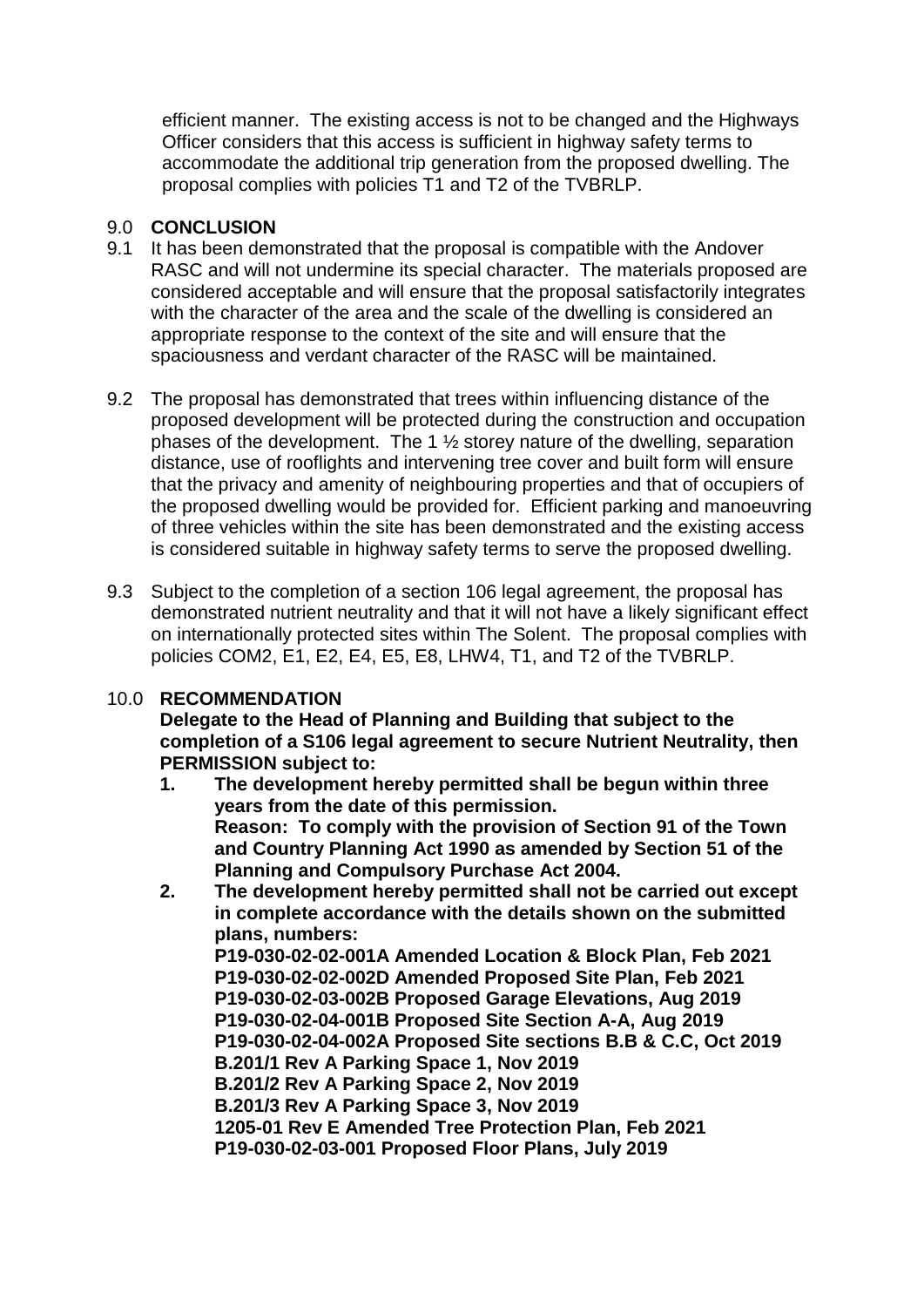efficient manner. The existing access is not to be changed and the Highways Officer considers that this access is sufficient in highway safety terms to accommodate the additional trip generation from the proposed dwelling. The proposal complies with policies T1 and T2 of the TVBRLP.

## 9.0 CONCLUSION

9.1 It has been demonstrated that the proposal is compatible with the Andover RASC and will not undermine its special character. The materials proposed are considered acceptable and will ensure that the proposal satisfactorily integrates with the character of the area and the scale of the dwelling is considered an appropriate response to the context of the site and will ensure that the spaciousness and verdant character of the RASC will be maintained.

9.2 The proposal has demonstrated that trees within influencing distance of the proposed development will be protected during the construction and occupation phases of the development. The 1 ½ storey nature of the dwelling, separation distance, use of rooflights and intervening tree cover and built form will ensure that the privacy and amenity of neighbouring properties and that of occupiers of the proposed dwelling would be provided for. Efficient parking and manoeuvring of three vehicles within the site has been demonstrated and the existing access is considered suitable in highway safety terms to serve the proposed dwelling.

9.3 Subject to the completion of a section 106 legal agreement, the proposal has demonstrated nutrient neutrality and that it will not have a likely significant effect on internationally protected sites within The Solent. The proposal complies with policies COM2, E1, E2, E4, E5, E8, LHW4, T1, and T2 of the TVBRLP.

## 10.0 RECOMMENDATION

**Delegate to the Head of Planning and Building that subject to the completion of a S106 legal agreement to secure Nutrient Neutrality, then PERMISSION subject to:**

1. **The development hereby permitted shall be begun within three years from the date of this permission.**
   **Reason: To comply with the provision of Section 91 of the Town and Country Planning Act 1990 as amended by Section 51 of the Planning and Compulsory Purchase Act 2004.**
2. **The development hereby permitted shall not be carried out except in complete accordance with the details shown on the submitted plans, numbers:**
   **P19-030-02-02-001A Amended Location & Block Plan, Feb 2021**
   **P19-030-02-02-002D Amended Proposed Site Plan, Feb 2021**
   **P19-030-02-03-002B Proposed Garage Elevations, Aug 2019**
   **P19-030-02-04-001B Proposed Site Section A-A, Aug 2019**
   **P19-030-02-04-002A Proposed Site sections B.B & C.C, Oct 2019**
   **B.201/1 Rev A Parking Space 1, Nov 2019**
   **B.201/2 Rev A Parking Space 2, Nov 2019**
   **B.201/3 Rev A Parking Space 3, Nov 2019**
   **1205-01 Rev E Amended Tree Protection Plan, Feb 2021**
   **P19-030-02-03-001 Proposed Floor Plans, July 2019**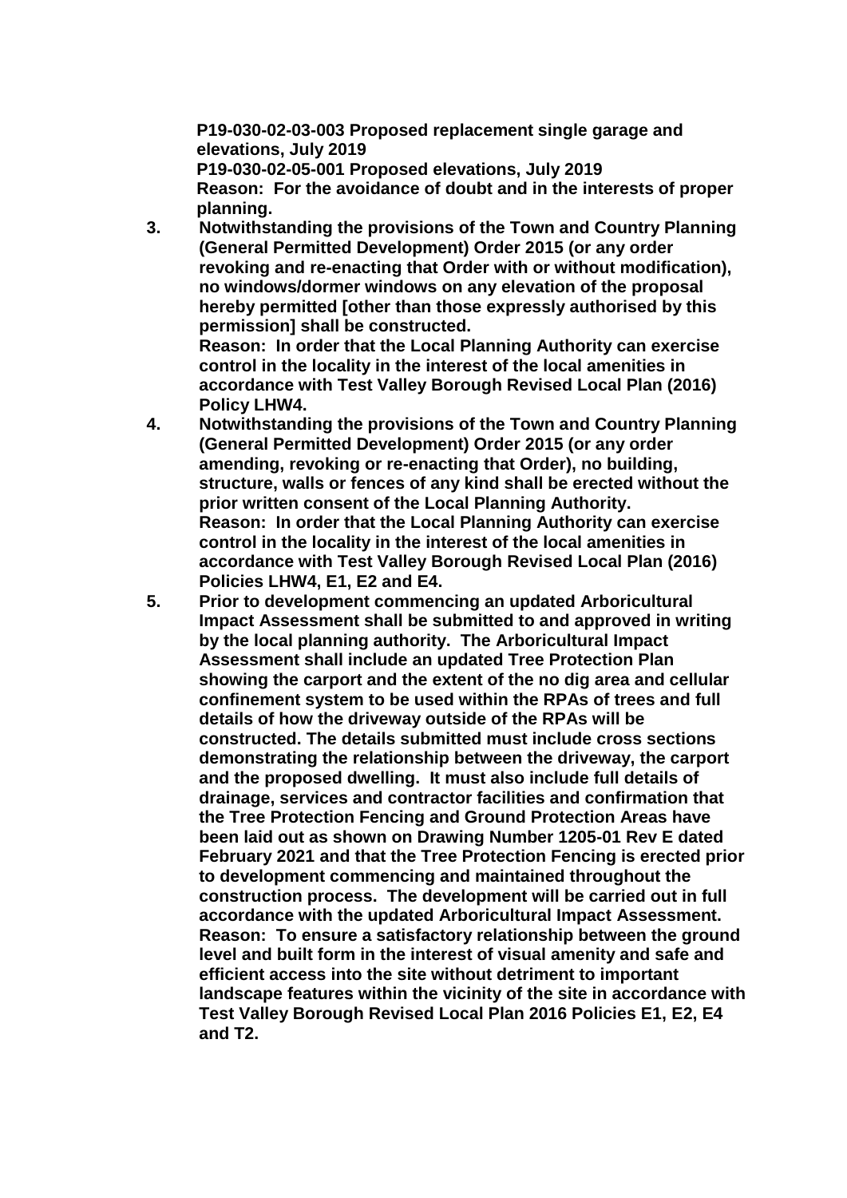**P19-030-02-03-003 Proposed replacement single garage and elevations, July 2019**
**P19-030-02-05-001 Proposed elevations, July 2019**
**Reason: For the avoidance of doubt and in the interests of proper planning.**

3. **Notwithstanding the provisions of the Town and Country Planning (General Permitted Development) Order 2015 (or any order revoking and re-enacting that Order with or without modification), no windows/dormer windows on any elevation of the proposal hereby permitted [other than those expressly authorised by this permission] shall be constructed.**
   **Reason: In order that the Local Planning Authority can exercise control in the locality in the interest of the local amenities in accordance with Test Valley Borough Revised Local Plan (2016) Policy LHW4.**
4. **Notwithstanding the provisions of the Town and Country Planning (General Permitted Development) Order 2015 (or any order amending, revoking or re-enacting that Order), no building, structure, walls or fences of any kind shall be erected without the prior written consent of the Local Planning Authority.**
   **Reason: In order that the Local Planning Authority can exercise control in the locality in the interest of the local amenities in accordance with Test Valley Borough Revised Local Plan (2016) Policies LHW4, E1, E2 and E4.**
5. **Prior to development commencing an updated Arboricultural Impact Assessment shall be submitted to and approved in writing by the local planning authority. The Arboricultural Impact Assessment shall include an updated Tree Protection Plan showing the carport and the extent of the no dig area and cellular confinement system to be used within the RPAs of trees and full details of how the driveway outside of the RPAs will be constructed. The details submitted must include cross sections demonstrating the relationship between the driveway, the carport and the proposed dwelling. It must also include full details of drainage, services and contractor facilities and confirmation that the Tree Protection Fencing and Ground Protection Areas have been laid out as shown on Drawing Number 1205-01 Rev E dated February 2021 and that the Tree Protection Fencing is erected prior to development commencing and maintained throughout the construction process. The development will be carried out in full accordance with the updated Arboricultural Impact Assessment.**
   **Reason: To ensure a satisfactory relationship between the ground level and built form in the interest of visual amenity and safe and efficient access into the site without detriment to important landscape features within the vicinity of the site in accordance with Test Valley Borough Revised Local Plan 2016 Policies E1, E2, E4 and T2.**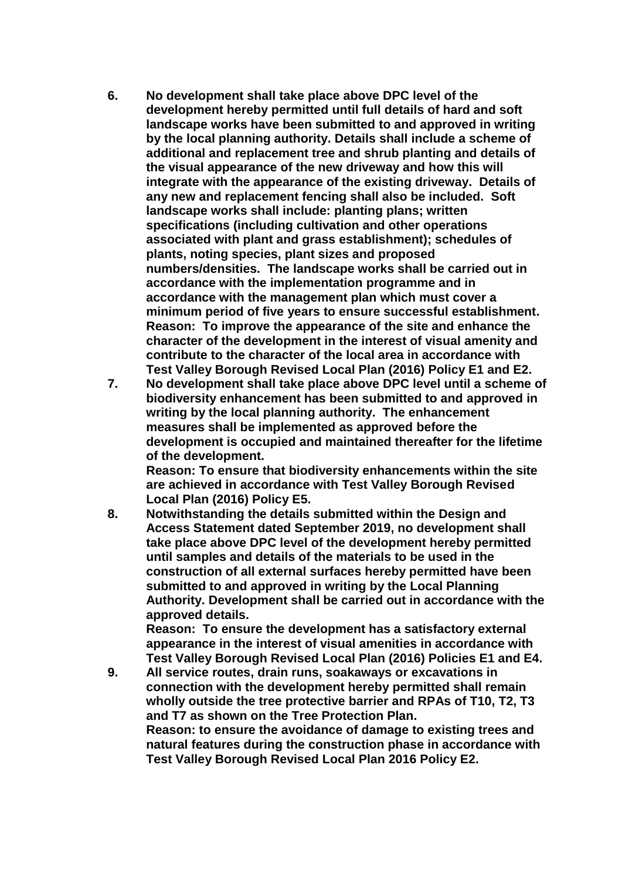**6. No development shall take place above DPC level of the development hereby permitted until full details of hard and soft landscape works have been submitted to and approved in writing by the local planning authority. Details shall include a scheme of additional and replacement tree and shrub planting and details of the visual appearance of the new driveway and how this will integrate with the appearance of the existing driveway. Details of any new and replacement fencing shall also be included. Soft landscape works shall include: planting plans; written specifications (including cultivation and other operations associated with plant and grass establishment); schedules of plants, noting species, plant sizes and proposed numbers/densities. The landscape works shall be carried out in accordance with the implementation programme and in accordance with the management plan which must cover a minimum period of five years to ensure successful establishment.**
**Reason: To improve the appearance of the site and enhance the character of the development in the interest of visual amenity and contribute to the character of the local area in accordance with Test Valley Borough Revised Local Plan (2016) Policy E1 and E2.**

**7. No development shall take place above DPC level until a scheme of biodiversity enhancement has been submitted to and approved in writing by the local planning authority. The enhancement measures shall be implemented as approved before the development is occupied and maintained thereafter for the lifetime of the development.**
**Reason: To ensure that biodiversity enhancements within the site are achieved in accordance with Test Valley Borough Revised Local Plan (2016) Policy E5.**

**8. Notwithstanding the details submitted within the Design and Access Statement dated September 2019, no development shall take place above DPC level of the development hereby permitted until samples and details of the materials to be used in the construction of all external surfaces hereby permitted have been submitted to and approved in writing by the Local Planning Authority. Development shall be carried out in accordance with the approved details.**
**Reason: To ensure the development has a satisfactory external appearance in the interest of visual amenities in accordance with Test Valley Borough Revised Local Plan (2016) Policies E1 and E4.**

**9. All service routes, drain runs, soakaways or excavations in connection with the development hereby permitted shall remain wholly outside the tree protective barrier and RPAs of T10, T2, T3 and T7 as shown on the Tree Protection Plan.**
**Reason: to ensure the avoidance of damage to existing trees and natural features during the construction phase in accordance with Test Valley Borough Revised Local Plan 2016 Policy E2.**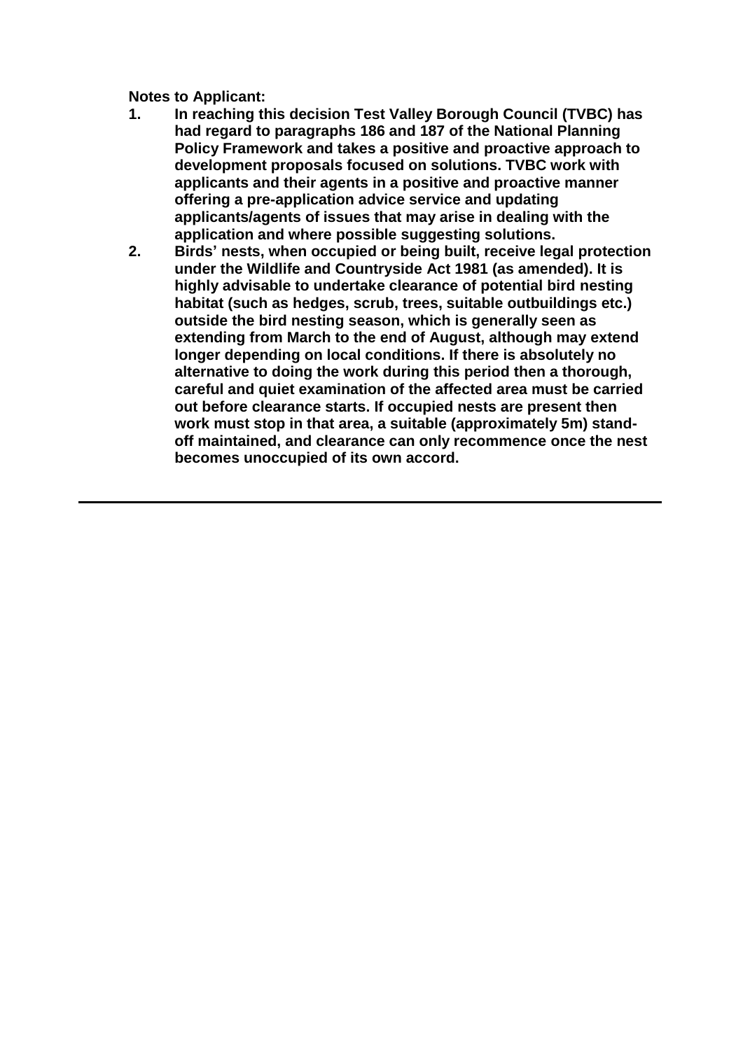**Notes to Applicant:**

1. **In reaching this decision Test Valley Borough Council (TVBC) has had regard to paragraphs 186 and 187 of the National Planning Policy Framework and takes a positive and proactive approach to development proposals focused on solutions. TVBC work with applicants and their agents in a positive and proactive manner offering a pre-application advice service and updating applicants/agents of issues that may arise in dealing with the application and where possible suggesting solutions.**
2. **Birds' nests, when occupied or being built, receive legal protection under the Wildlife and Countryside Act 1981 (as amended). It is highly advisable to undertake clearance of potential bird nesting habitat (such as hedges, scrub, trees, suitable outbuildings etc.) outside the bird nesting season, which is generally seen as extending from March to the end of August, although may extend longer depending on local conditions. If there is absolutely no alternative to doing the work during this period then a thorough, careful and quiet examination of the affected area must be carried out before clearance starts. If occupied nests are present then work must stop in that area, a suitable (approximately 5m) stand-off maintained, and clearance can only recommence once the nest becomes unoccupied of its own accord.**

---